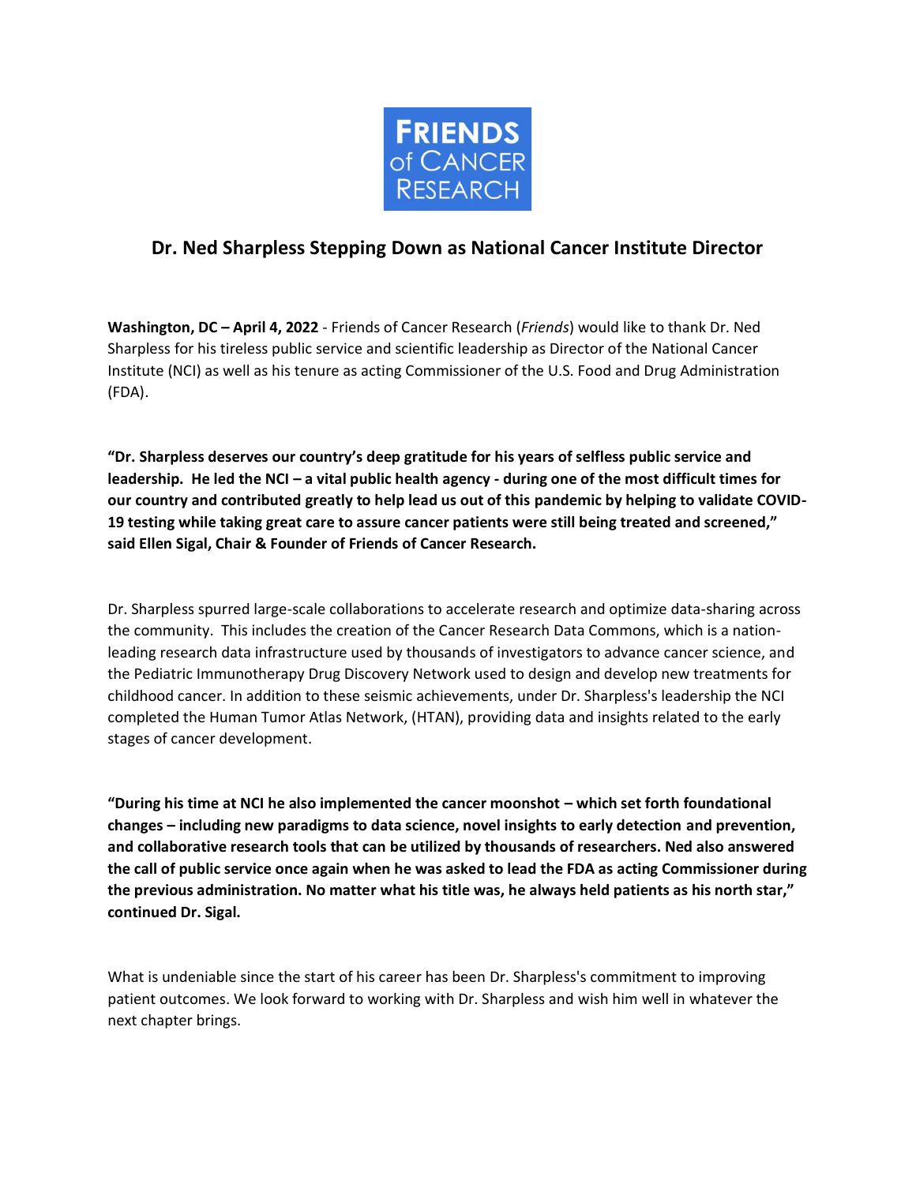FRIENDS of CANCER RESEARCH

# Dr. Ned Sharpless Stepping Down as National Cancer Institute Director

**Washington, DC – April 4, 2022** - Friends of Cancer Research (*Friends*) would like to thank Dr. Ned Sharpless for his tireless public service and scientific leadership as Director of the National Cancer Institute (NCI) as well as his tenure as acting Commissioner of the U.S. Food and Drug Administration (FDA).

**"Dr. Sharpless deserves our country's deep gratitude for his years of selfless public service and leadership. He led the NCI – a vital public health agency - during one of the most difficult times for our country and contributed greatly to help lead us out of this pandemic by helping to validate COVID-19 testing while taking great care to assure cancer patients were still being treated and screened," said Ellen Sigal, Chair & Founder of Friends of Cancer Research.**

Dr. Sharpless spurred large-scale collaborations to accelerate research and optimize data-sharing across the community. This includes the creation of the Cancer Research Data Commons, which is a nation-leading research data infrastructure used by thousands of investigators to advance cancer science, and the Pediatric Immunotherapy Drug Discovery Network used to design and develop new treatments for childhood cancer. In addition to these seismic achievements, under Dr. Sharpless's leadership the NCI completed the Human Tumor Atlas Network, (HTAN), providing data and insights related to the early stages of cancer development.

**"During his time at NCI he also implemented the cancer moonshot – which set forth foundational changes – including new paradigms to data science, novel insights to early detection and prevention, and collaborative research tools that can be utilized by thousands of researchers. Ned also answered the call of public service once again when he was asked to lead the FDA as acting Commissioner during the previous administration. No matter what his title was, he always held patients as his north star," continued Dr. Sigal.**

What is undeniable since the start of his career has been Dr. Sharpless's commitment to improving patient outcomes. We look forward to working with Dr. Sharpless and wish him well in whatever the next chapter brings.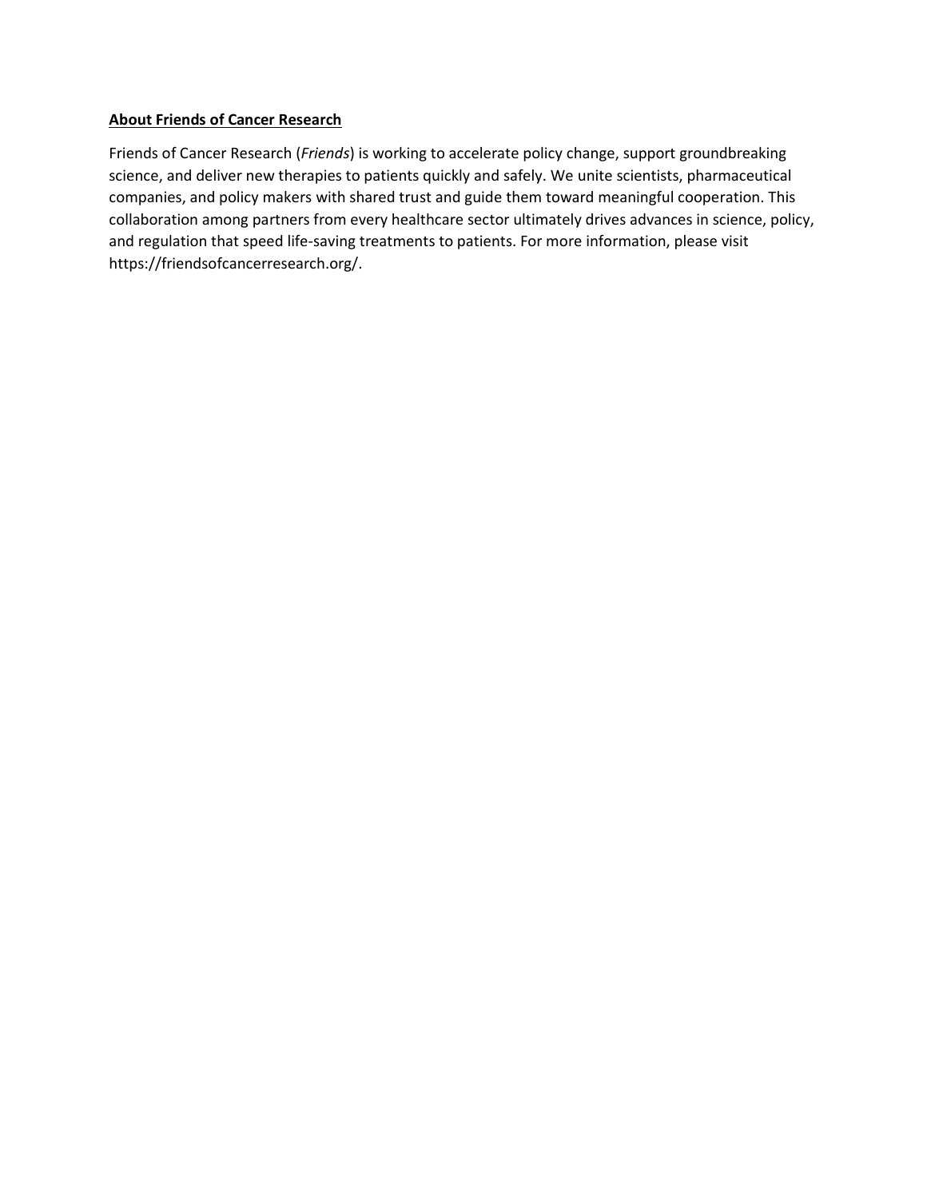**About Friends of Cancer Research**

Friends of Cancer Research (*Friends*) is working to accelerate policy change, support groundbreaking science, and deliver new therapies to patients quickly and safely. We unite scientists, pharmaceutical companies, and policy makers with shared trust and guide them toward meaningful cooperation. This collaboration among partners from every healthcare sector ultimately drives advances in science, policy, and regulation that speed life-saving treatments to patients. For more information, please visit https://friendsofcancerresearch.org/.